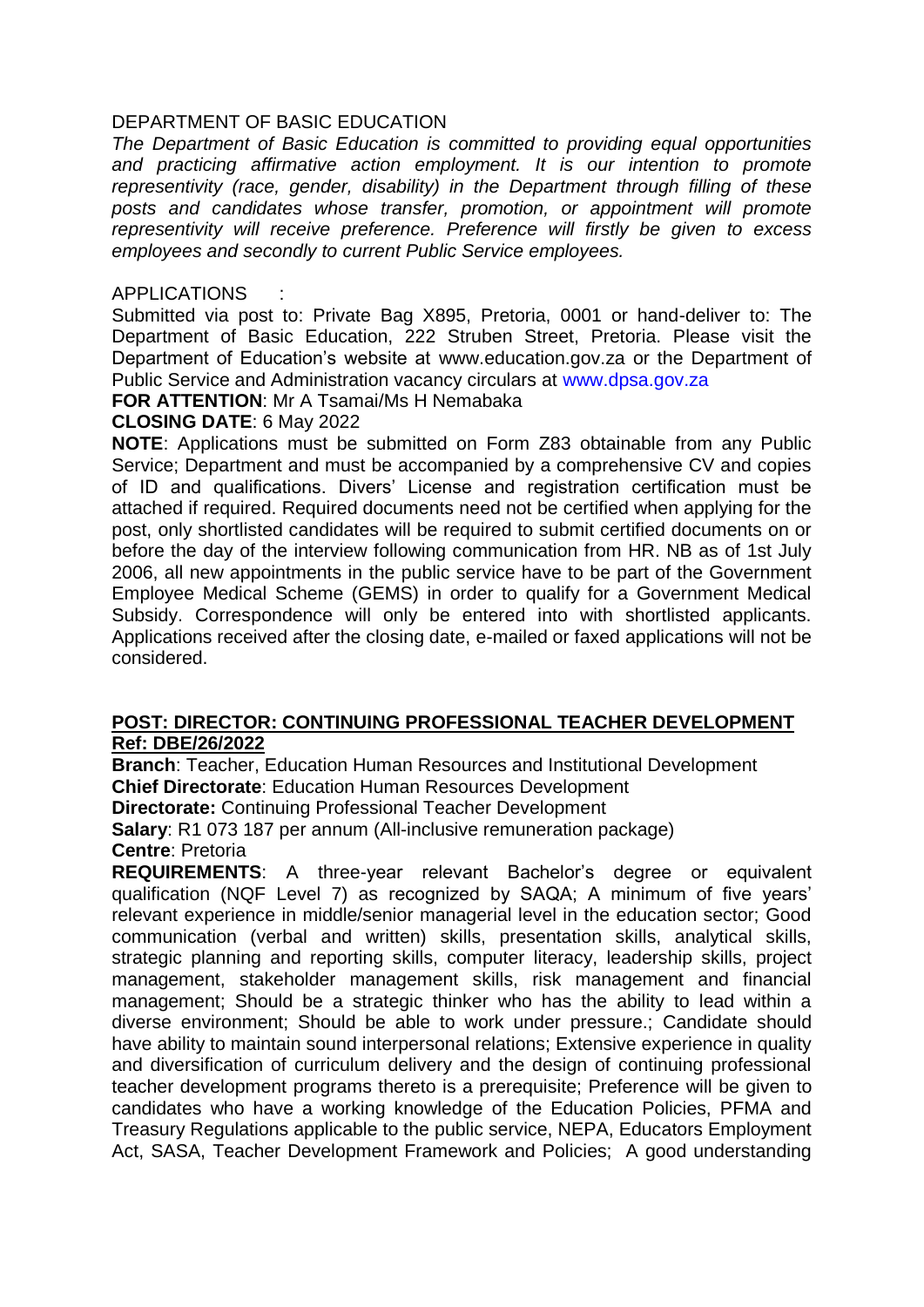DEPARTMENT OF BASIC EDUCATION

*The Department of Basic Education is committed to providing equal opportunities and practicing affirmative action employment. It is our intention to promote representivity (race, gender, disability) in the Department through filling of these posts and candidates whose transfer, promotion, or appointment will promote representivity will receive preference. Preference will firstly be given to excess employees and secondly to current Public Service employees.*

APPLICATIONS :

Submitted via post to: Private Bag X895, Pretoria, 0001 or hand-deliver to: The Department of Basic Education, 222 Struben Street, Pretoria. Please visit the Department of Education's website at www.education.gov.za or the Department of Public Service and Administration vacancy circulars at www.dpsa.gov.za

**FOR ATTENTION**: Mr A Tsamai/Ms H Nemabaka

**CLOSING DATE**: 6 May 2022

**NOTE**: Applications must be submitted on Form Z83 obtainable from any Public Service; Department and must be accompanied by a comprehensive CV and copies of ID and qualifications. Divers' License and registration certification must be attached if required. Required documents need not be certified when applying for the post, only shortlisted candidates will be required to submit certified documents on or before the day of the interview following communication from HR. NB as of 1st July 2006, all new appointments in the public service have to be part of the Government Employee Medical Scheme (GEMS) in order to qualify for a Government Medical Subsidy. Correspondence will only be entered into with shortlisted applicants. Applications received after the closing date, e-mailed or faxed applications will not be considered.

**POST: DIRECTOR: CONTINUING PROFESSIONAL TEACHER DEVELOPMENT Ref: DBE/26/2022**

**Branch**: Teacher, Education Human Resources and Institutional Development
**Chief Directorate**: Education Human Resources Development
**Directorate:** Continuing Professional Teacher Development
**Salary**: R1 073 187 per annum (All-inclusive remuneration package)
**Centre**: Pretoria

**REQUIREMENTS**: A three-year relevant Bachelor's degree or equivalent qualification (NQF Level 7) as recognized by SAQA; A minimum of five years' relevant experience in middle/senior managerial level in the education sector; Good communication (verbal and written) skills, presentation skills, analytical skills, strategic planning and reporting skills, computer literacy, leadership skills, project management, stakeholder management skills, risk management and financial management; Should be a strategic thinker who has the ability to lead within a diverse environment; Should be able to work under pressure.; Candidate should have ability to maintain sound interpersonal relations; Extensive experience in quality and diversification of curriculum delivery and the design of continuing professional teacher development programs thereto is a prerequisite; Preference will be given to candidates who have a working knowledge of the Education Policies, PFMA and Treasury Regulations applicable to the public service, NEPA, Educators Employment Act, SASA, Teacher Development Framework and Policies; A good understanding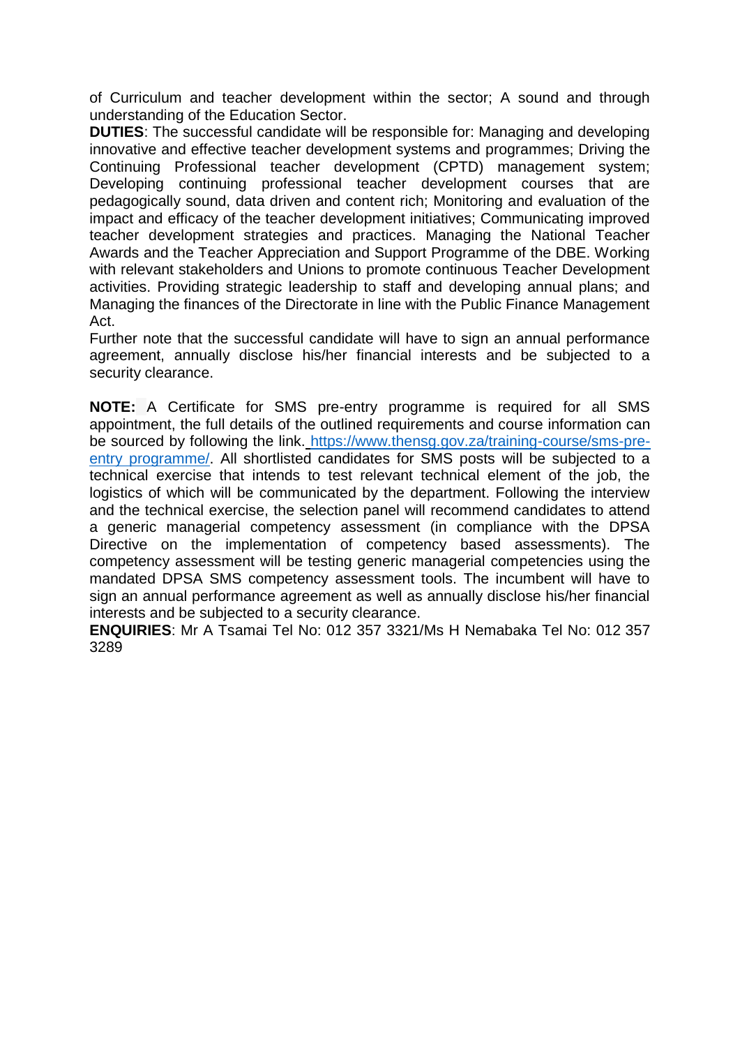of Curriculum and teacher development within the sector; A sound and through understanding of the Education Sector.

**DUTIES**: The successful candidate will be responsible for: Managing and developing innovative and effective teacher development systems and programmes; Driving the Continuing Professional teacher development (CPTD) management system; Developing continuing professional teacher development courses that are pedagogically sound, data driven and content rich; Monitoring and evaluation of the impact and efficacy of the teacher development initiatives; Communicating improved teacher development strategies and practices. Managing the National Teacher Awards and the Teacher Appreciation and Support Programme of the DBE. Working with relevant stakeholders and Unions to promote continuous Teacher Development activities. Providing strategic leadership to staff and developing annual plans; and Managing the finances of the Directorate in line with the Public Finance Management Act.

Further note that the successful candidate will have to sign an annual performance agreement, annually disclose his/her financial interests and be subjected to a security clearance.

**NOTE:** A Certificate for SMS pre-entry programme is required for all SMS appointment, the full details of the outlined requirements and course information can be sourced by following the link. https://www.thensg.gov.za/training-course/sms-pre-entry programme/. All shortlisted candidates for SMS posts will be subjected to a technical exercise that intends to test relevant technical element of the job, the logistics of which will be communicated by the department. Following the interview and the technical exercise, the selection panel will recommend candidates to attend a generic managerial competency assessment (in compliance with the DPSA Directive on the implementation of competency based assessments). The competency assessment will be testing generic managerial competencies using the mandated DPSA SMS competency assessment tools. The incumbent will have to sign an annual performance agreement as well as annually disclose his/her financial interests and be subjected to a security clearance.

**ENQUIRIES**: Mr A Tsamai Tel No: 012 357 3321/Ms H Nemabaka Tel No: 012 357 3289